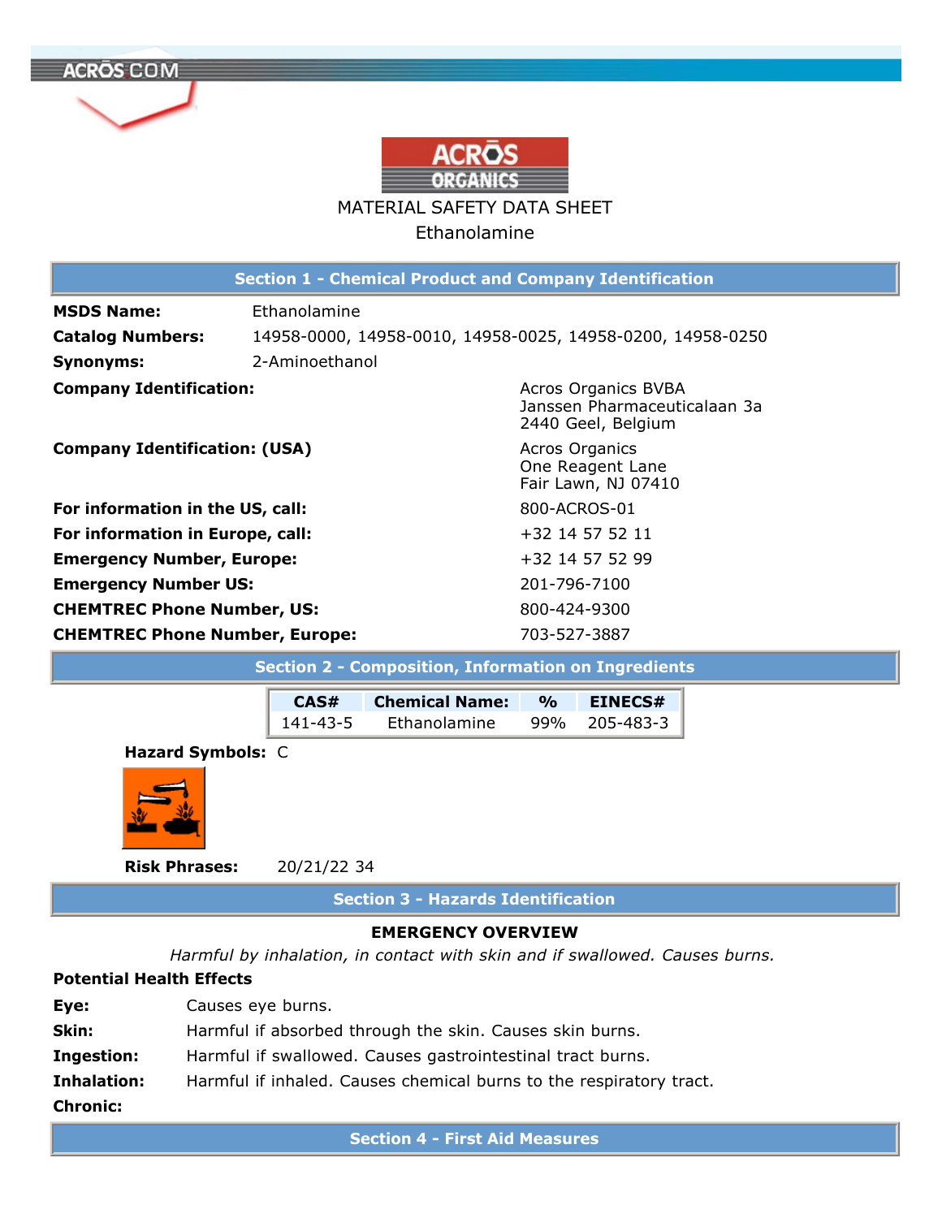# MATERIAL SAFETY DATA SHEET

## Ethanolamine

## Section 1 - Chemical Product and Company Identification

**MSDS Name:** Ethanolamine

**Catalog Numbers:** 14958-0000, 14958-0010, 14958-0025, 14958-0200, 14958-0250

**Synonyms:** 2-Aminoethanol

**Company Identification:**
Acros Organics BVBA
Janssen Pharmaceuticalaan 3a
2440 Geel, Belgium

**Company Identification: (USA)**
Acros Organics
One Reagent Lane
Fair Lawn, NJ 07410

**For information in the US, call:** 800-ACROS-01

**For information in Europe, call:** +32 14 57 52 11

**Emergency Number, Europe:** +32 14 57 52 99

**Emergency Number US:** 201-796-7100

**CHEMTREC Phone Number, US:** 800-424-9300

**CHEMTREC Phone Number, Europe:** 703-527-3887

## Section 2 - Composition, Information on Ingredients

| CAS# | Chemical Name: | % | EINECS# |
|---|---|---|---|
| 141-43-5 | Ethanolamine | 99% | 205-483-3 |

**Hazard Symbols:** C

**Risk Phrases:** 20/21/22 34

## Section 3 - Hazards Identification

**EMERGENCY OVERVIEW**

*Harmful by inhalation, in contact with skin and if swallowed. Causes burns.*

**Potential Health Effects**

**Eye:** Causes eye burns.

**Skin:** Harmful if absorbed through the skin. Causes skin burns.

**Ingestion:** Harmful if swallowed. Causes gastrointestinal tract burns.

**Inhalation:** Harmful if inhaled. Causes chemical burns to the respiratory tract.

**Chronic:**

## Section 4 - First Aid Measures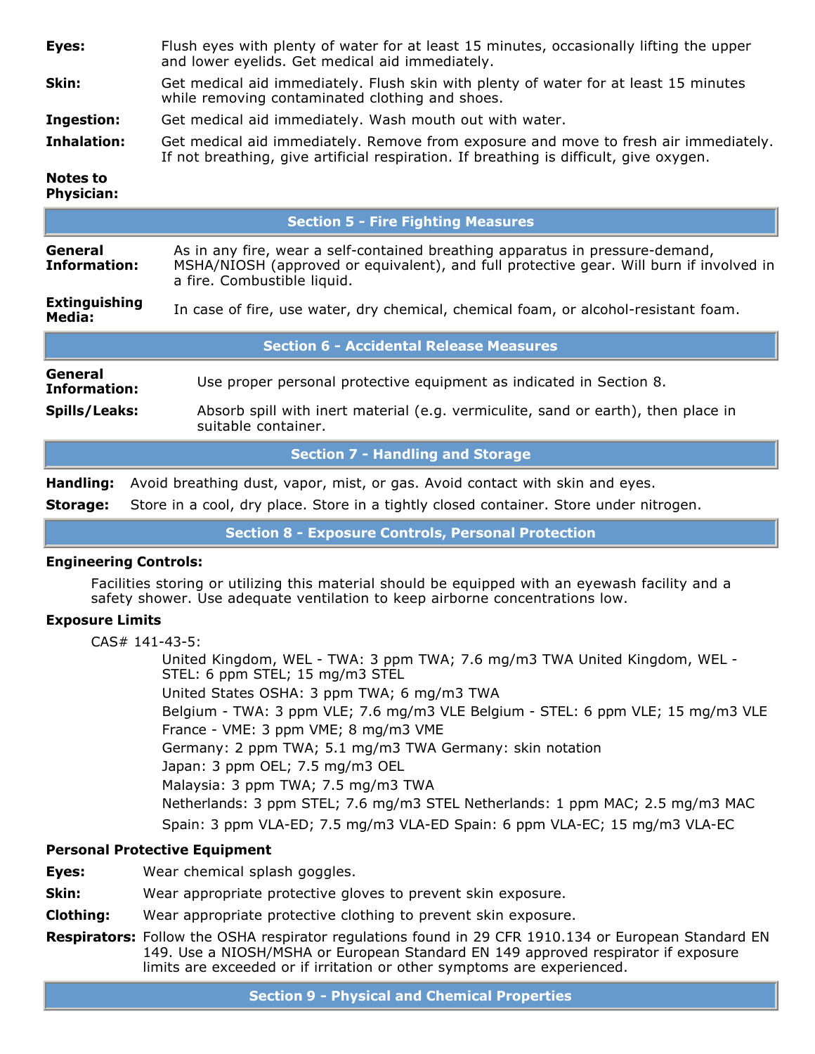**Eyes:** Flush eyes with plenty of water for at least 15 minutes, occasionally lifting the upper and lower eyelids. Get medical aid immediately.

**Skin:** Get medical aid immediately. Flush skin with plenty of water for at least 15 minutes while removing contaminated clothing and shoes.

**Ingestion:** Get medical aid immediately. Wash mouth out with water.

**Inhalation:** Get medical aid immediately. Remove from exposure and move to fresh air immediately. If not breathing, give artificial respiration. If breathing is difficult, give oxygen.

**Notes to Physician:**

## Section 5 - Fire Fighting Measures

**General Information:** As in any fire, wear a self-contained breathing apparatus in pressure-demand, MSHA/NIOSH (approved or equivalent), and full protective gear. Will burn if involved in a fire. Combustible liquid.

**Extinguishing Media:** In case of fire, use water, dry chemical, chemical foam, or alcohol-resistant foam.

## Section 6 - Accidental Release Measures

**General Information:** Use proper personal protective equipment as indicated in Section 8.

**Spills/Leaks:** Absorb spill with inert material (e.g. vermiculite, sand or earth), then place in suitable container.

## Section 7 - Handling and Storage

**Handling:** Avoid breathing dust, vapor, mist, or gas. Avoid contact with skin and eyes.

**Storage:** Store in a cool, dry place. Store in a tightly closed container. Store under nitrogen.

## Section 8 - Exposure Controls, Personal Protection

**Engineering Controls:**

Facilities storing or utilizing this material should be equipped with an eyewash facility and a safety shower. Use adequate ventilation to keep airborne concentrations low.

**Exposure Limits**

CAS# 141-43-5:

- United Kingdom, WEL - TWA: 3 ppm TWA; 7.6 mg/m3 TWA United Kingdom, WEL - STEL: 6 ppm STEL; 15 mg/m3 STEL
- United States OSHA: 3 ppm TWA; 6 mg/m3 TWA
- Belgium - TWA: 3 ppm VLE; 7.6 mg/m3 VLE Belgium - STEL: 6 ppm VLE; 15 mg/m3 VLE
- France - VME: 3 ppm VME; 8 mg/m3 VME
- Germany: 2 ppm TWA; 5.1 mg/m3 TWA Germany: skin notation
- Japan: 3 ppm OEL; 7.5 mg/m3 OEL
- Malaysia: 3 ppm TWA; 7.5 mg/m3 TWA
- Netherlands: 3 ppm STEL; 7.6 mg/m3 STEL Netherlands: 1 ppm MAC; 2.5 mg/m3 MAC
- Spain: 3 ppm VLA-ED; 7.5 mg/m3 VLA-ED Spain: 6 ppm VLA-EC; 15 mg/m3 VLA-EC

**Personal Protective Equipment**

**Eyes:** Wear chemical splash goggles.

**Skin:** Wear appropriate protective gloves to prevent skin exposure.

**Clothing:** Wear appropriate protective clothing to prevent skin exposure.

**Respirators:** Follow the OSHA respirator regulations found in 29 CFR 1910.134 or European Standard EN 149. Use a NIOSH/MSHA or European Standard EN 149 approved respirator if exposure limits are exceeded or if irritation or other symptoms are experienced.

## Section 9 - Physical and Chemical Properties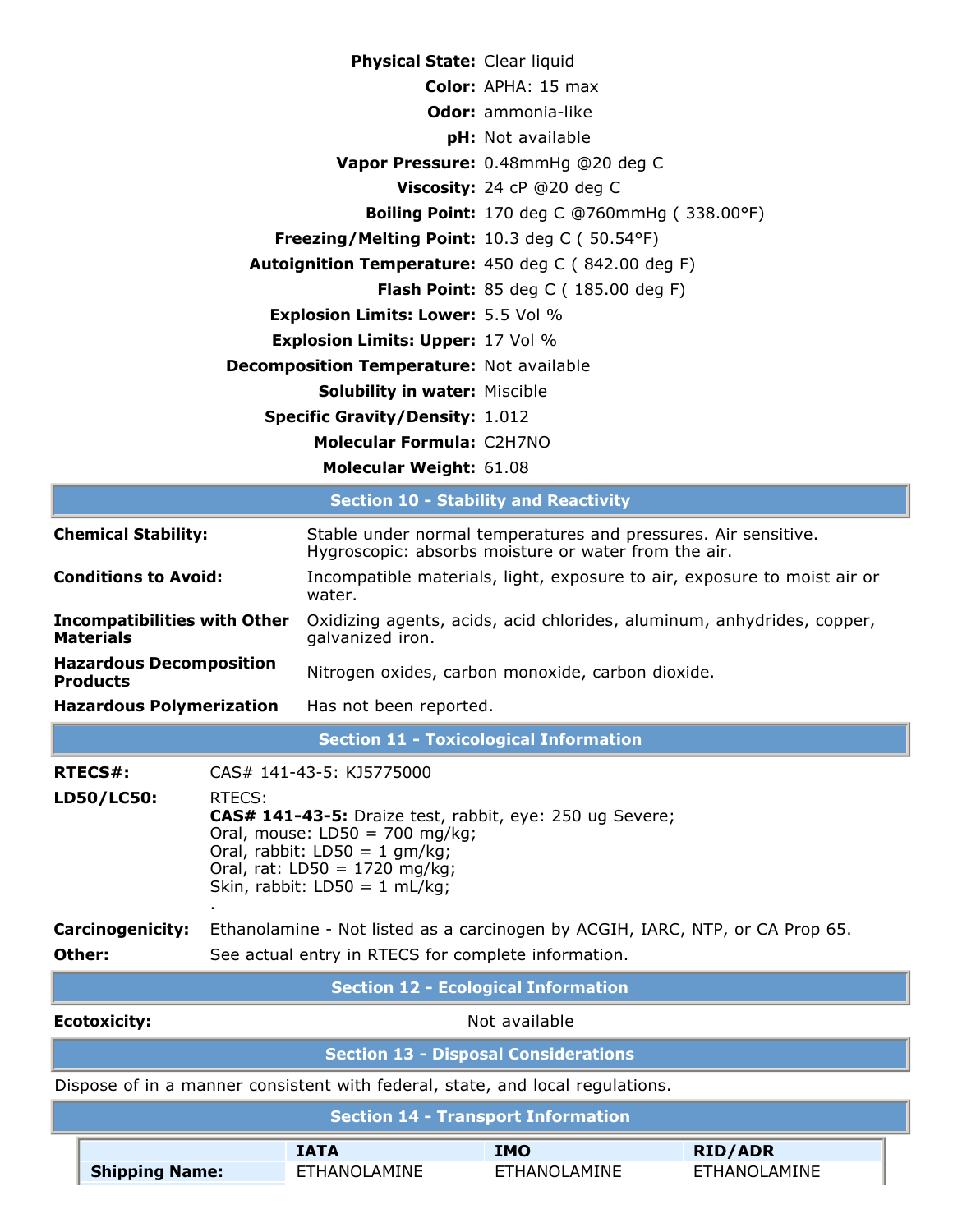| | |
|---|---|
| **Physical State:** | Clear liquid |
| **Color:** | APHA: 15 max |
| **Odor:** | ammonia-like |
| **pH:** | Not available |
| **Vapor Pressure:** | 0.48mmHg @20 deg C |
| **Viscosity:** | 24 cP @20 deg C |
| **Boiling Point:** | 170 deg C @760mmHg ( 338.00°F) |
| **Freezing/Melting Point:** | 10.3 deg C ( 50.54°F) |
| **Autoignition Temperature:** | 450 deg C ( 842.00 deg F) |
| **Flash Point:** | 85 deg C ( 185.00 deg F) |
| **Explosion Limits: Lower:** | 5.5 Vol % |
| **Explosion Limits: Upper:** | 17 Vol % |
| **Decomposition Temperature:** | Not available |
| **Solubility in water:** | Miscible |
| **Specific Gravity/Density:** | 1.012 |
| **Molecular Formula:** | $C_2H_7NO$ |
| **Molecular Weight:** | 61.08 |

## Section 10 - Stability and Reactivity

| | |
|---|---|
| **Chemical Stability:** | Stable under normal temperatures and pressures. Air sensitive. Hygroscopic: absorbs moisture or water from the air. |
| **Conditions to Avoid:** | Incompatible materials, light, exposure to air, exposure to moist air or water. |
| **Incompatibilities with Other Materials** | Oxidizing agents, acids, acid chlorides, aluminum, anhydrides, copper, galvanized iron. |
| **Hazardous Decomposition Products** | Nitrogen oxides, carbon monoxide, carbon dioxide. |
| **Hazardous Polymerization** | Has not been reported. |

## Section 11 - Toxicological Information

**RTECS#:** CAS# 141-43-5: KJ5775000

**LD50/LC50:** RTECS:
**CAS# 141-43-5:** Draize test, rabbit, eye: 250 ug Severe;
Oral, mouse: LD50 = 700 mg/kg;
Oral, rabbit: LD50 = 1 gm/kg;
Oral, rat: LD50 = 1720 mg/kg;
Skin, rabbit: LD50 = 1 mL/kg;
.

**Carcinogenicity:** Ethanolamine - Not listed as a carcinogen by ACGIH, IARC, NTP, or CA Prop 65.

**Other:** See actual entry in RTECS for complete information.

## Section 12 - Ecological Information

**Ecotoxicity:** Not available

## Section 13 - Disposal Considerations

Dispose of in a manner consistent with federal, state, and local regulations.

## Section 14 - Transport Information

| | IATA | IMO | RID/ADR |
|---|---|---|---|
| **Shipping Name:** | ETHANOLAMINE | ETHANOLAMINE | ETHANOLAMINE |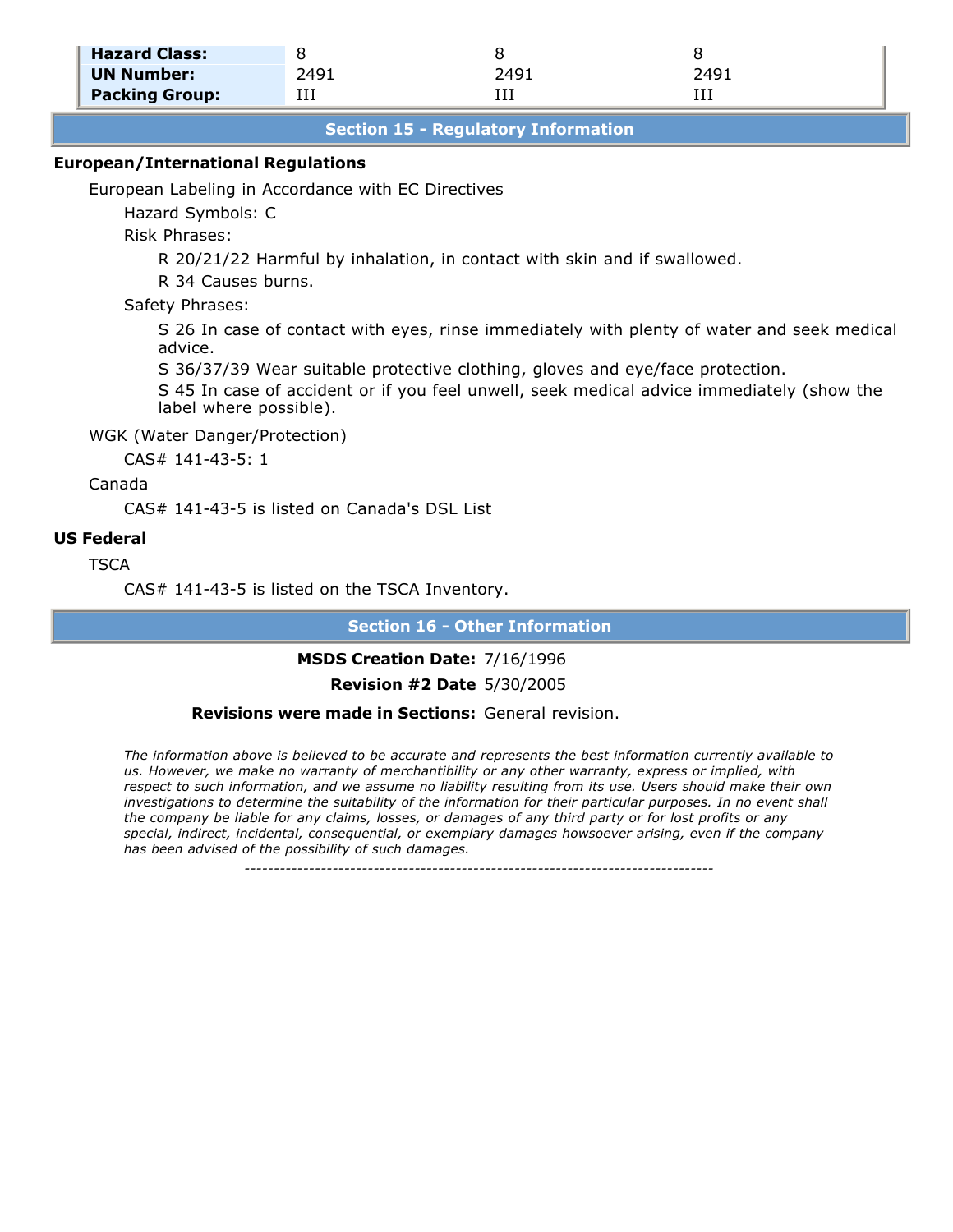| | | | |
|---|---|---|---|
| **Hazard Class:** | 8 | 8 | 8 |
| **UN Number:** | 2491 | 2491 | 2491 |
| **Packing Group:** | III | III | III |

## Section 15 - Regulatory Information

**European/International Regulations**

European Labeling in Accordance with EC Directives

Hazard Symbols: C

Risk Phrases:

R 20/21/22 Harmful by inhalation, in contact with skin and if swallowed.

R 34 Causes burns.

Safety Phrases:

S 26 In case of contact with eyes, rinse immediately with plenty of water and seek medical advice.

S 36/37/39 Wear suitable protective clothing, gloves and eye/face protection.

S 45 In case of accident or if you feel unwell, seek medical advice immediately (show the label where possible).

WGK (Water Danger/Protection)

CAS# 141-43-5: 1

Canada

CAS# 141-43-5 is listed on Canada's DSL List

**US Federal**

TSCA

CAS# 141-43-5 is listed on the TSCA Inventory.

## Section 16 - Other Information

**MSDS Creation Date:** 7/16/1996

**Revision #2 Date** 5/30/2005

**Revisions were made in Sections:** General revision.

*The information above is believed to be accurate and represents the best information currently available to us. However, we make no warranty of merchantibility or any other warranty, express or implied, with respect to such information, and we assume no liability resulting from its use. Users should make their own investigations to determine the suitability of the information for their particular purposes. In no event shall the company be liable for any claims, losses, or damages of any third party or for lost profits or any special, indirect, incidental, consequential, or exemplary damages howsoever arising, even if the company has been advised of the possibility of such damages.*

--------------------------------------------------------------------------------